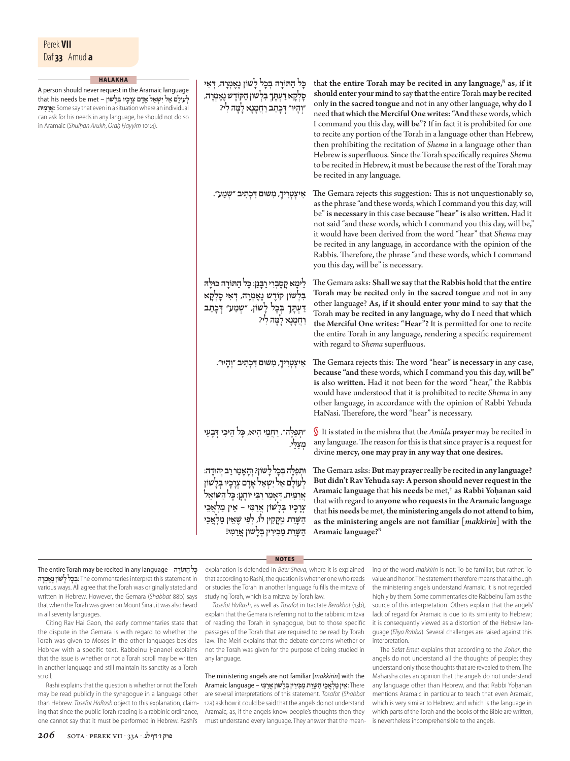## HALAKHA

A person should never request in the Aramaic language that his needs be met – לְעוֹלָם אַל יִשְׁאַל אָדָם צְרָכָיו בִּלְשׁוֹן אֲרַמִּית: Some say that even in a situation where an individual can ask for his needs in any language, he should not do so in Aramaic (*Shulḥan Arukh*, *Oraḥ Ḥayyim* 101:4).

כׇּל הַתּוֹרָה בְּכׇל לָשׁוֹן נֶאֶמְרָה, דְּאִי סָלְקָא דַּעְתָּךְ בִּלְשׁוֹן הַקּוֹדֶשׁ נֶאֶמְרָה, ״וְהָיוּ״ דִּכְתַב רַחֲמָנָא לָמָּה לִי?

that **the entire Torah may be recited in any language,**[N] **as, if it should enter your mind** to say **that** the entire Torah **may be recited** only **in the sacred tongue** and not in any other language, **why do I** need **that which the Merciful One writes: "And** these words, which I command you this day, **will be"?** If in fact it is prohibited for one to recite any portion of the Torah in a language other than Hebrew, then prohibiting the recitation of *Shema* in a language other than Hebrew is superfluous. Since the Torah specifically requires *Shema* to be recited in Hebrew, it must be because the rest of the Torah may be recited in any language.

אִיצְטְרִיךְ, מִשּׁוּם דִּכְתִיב ״שְׁמַע״.

The Gemara rejects this suggestion: This is not unquestionably so, as the phrase "and these words, which I command you this day, will be" **is necessary** in this case **because "hear" is** also **written.** Had it not said "and these words, which I command you this day, will be," it would have been derived from the word "hear" that *Shema* may be recited in any language, in accordance with the opinion of the Rabbis. Therefore, the phrase "and these words, which I command you this day, will be" is necessary.

לֵימָא קָסָבְרִי רַבָּנַן: כׇּל הַתּוֹרָה כּוּלָּהּ בִּלְשׁוֹן קוֹדֶשׁ נֶאֶמְרָה, דְּאִי סָלְקָא דַּעְתָּךְ בְּכׇל לָשׁוֹן, ״שְׁמַע״ דִּכְתַב רַחֲמָנָא לָמָּה לִי?

The Gemara asks: **Shall we say** that **the Rabbis hold** that **the entire Torah may be recited** only **in the sacred tongue** and not in any other language? **As, if it should enter your mind** to say **that** the Torah **may be recited in any language, why do I** need **that which the Merciful One writes: "Hear"?** It is permitted for one to recite the entire Torah in any language, rendering a specific requirement with regard to *Shema* superfluous.

אִיצְטְרִיךְ, מִשּׁוּם דִּכְתִיב ״וְהָיוּ״.

The Gemara rejects this: The word "hear" **is necessary** in any case, **because "and** these words, which I command you this day, **will be" is** also **written.** Had it not been for the word "hear," the Rabbis would have understood that it is prohibited to recite *Shema* in any other language, in accordance with the opinion of Rabbi Yehuda HaNasi. Therefore, the word "hear" is necessary.

״תְּפִלָּה״. רַחֲמֵי הִיא, כׇּל הֵיכִי דְּבָעֵי מְצַלֵּי.

§ It is stated in the mishna that the *Amida* **prayer** may be recited in any language. The reason for this is that since prayer **is** a request for divine **mercy, one may pray in any way that one desires.**

וּתְפִלָּה בְּכׇל לָשׁוֹן? וְהָאָמַר רַב יְהוּדָה: לְעוֹלָם אַל יִשְׁאַל אָדָם צְרָכָיו בִּלְשׁוֹן אֲרַמִּית, דְּאָמַר רַבִּי יוֹחָנָן: כׇּל הַשּׁוֹאֵל צְרָכָיו בִּלְשׁוֹן אֲרַמִּי – אֵין מַלְאֲכֵי הַשָּׁרֵת נִזְקָקִין לוֹ, לְפִי שֶׁאֵין מַלְאֲכֵי הַשָּׁרֵת מַכִּירִין בִּלְשׁוֹן אֲרַמִּי!

The Gemara asks: **But** may **prayer** really be recited **in any language? But didn't Rav Yehuda say: A person should never request in the Aramaic language** that **his needs** be met,[H] **as Rabbi Yoḥanan said** that with regard to **anyone who requests in the Aramaic language** that **his needs** be met, **the ministering angels do not attend to him, as the ministering angels are not familiar** [*makkirin*] **with the Aramaic language?**[N]

## NOTES

**The entire Torah may be recited in any language** – כׇּל הַתּוֹרָה בְּכׇל לָשׁוֹן נֶאֶמְרָה: The commentaries interpret this statement in various ways. All agree that the Torah was originally stated and written in Hebrew. However, the Gemara (*Shabbat* 88b) says that when the Torah was given on Mount Sinai, it was also heard in all seventy languages.

Citing Rav Hai Gaon, the early commentaries state that the dispute in the Gemara is with regard to whether the Torah was given to Moses in the other languages besides Hebrew with a specific text. Rabbeinu Ḥananel explains that the issue is whether or not a Torah scroll may be written in another language and still maintain its sanctity as a Torah scroll.

Rashi explains that the question is whether or not the Torah may be read publicly in the synagogue in a language other than Hebrew. *Tosefot HaRash* object to this explanation, claiming that since the public Torah reading is a rabbinic ordinance, one cannot say that it must be performed in Hebrew. Rashi's explanation is defended in *Be'er Sheva*, where it is explained that according to Rashi, the question is whether one who reads or studies the Torah in another language fulfills the mitzva of studying Torah, which is a mitzva by Torah law.

*Tosefot HaRash*, as well as *Tosafot* in tractate *Berakhot* (13b), explain that the Gemara is referring not to the rabbinic mitzva of reading the Torah in synagogue, but to those specific passages of the Torah that are required to be read by Torah law. The Meiri explains that the debate concerns whether or not the Torah was given for the purpose of being studied in any language.

**The ministering angels are not familiar** [*makkirin*] **with the Aramaic language** – אֵין מַלְאֲכֵי הַשָּׁרֵת מַכִּירִין בִּלְשׁוֹן אֲרַמִּי: There are several interpretations of this statement. *Tosafot* (*Shabbat* 12a) ask how it could be said that the angels do not understand Aramaic, as, if the angels know people's thoughts then they must understand every language. They answer that the meaning of the word *makkirin* is not: To be familiar, but rather: To value and honor. The statement therefore means that although the ministering angels understand Aramaic, it is not regarded highly by them. Some commentaries cite Rabbeinu Tam as the source of this interpretation. Others explain that the angels' lack of regard for Aramaic is due to its similarity to Hebrew; it is consequently viewed as a distortion of the Hebrew language (*Eliya Rabba*). Several challenges are raised against this interpretation.

The *Sefat Emet* explains that according to the *Zohar*, the angels do not understand all the thoughts of people; they understand only those thoughts that are revealed to them. The Maharsha cites an opinion that the angels do not understand any language other than Hebrew, and that Rabbi Yoḥanan mentions Aramaic in particular to teach that even Aramaic, which is very similar to Hebrew, and which is the language in which parts of the Torah and the books of the Bible are written, is nevertheless incomprehensible to the angels.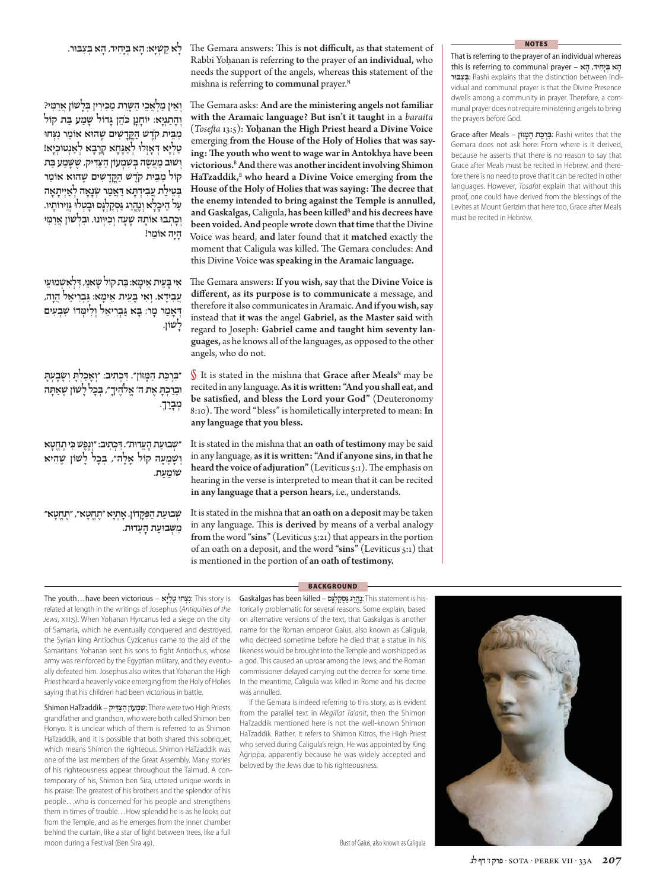לָא קַשְׁיָא: הָא בְּיָחִיד, הָא בְּצִבּוּר.

The Gemara answers: This is **not difficult,** as **that** statement of Rabbi Yoḥanan is referring **to** the prayer of **an individual,** who needs the support of the angels, whereas **this** statement of the mishna is referring **to communal** prayer.[N]

וְאֵין מַלְאֲכֵי הַשָּׁרֵת מַכִּירִין בִּלְשׁוֹן אֲרַמִּי? וְהָתַנְיָא: יוֹחָנָן כֹּהֵן גָּדוֹל שָׁמַע בַּת קוֹל מִבֵּית קֹדֶשׁ הַקֳּדָשִׁים שֶׁהוּא אוֹמֵר נְצַחוּ טַלְיָא דַּאֲזַלוּ לְאַגָּחָא קְרָבָא לְאַנְטוֹכְיָא! וְשׁוּב מַעֲשֶׂה בְּשִׁמְעוֹן הַצַּדִּיק, שֶׁשָּׁמַע בַּת קוֹל מִבֵּית קֹדֶשׁ הַקֳּדָשִׁים שֶׁהוּא אוֹמֵר בְּטֵילַת עֲבִידְתָּא דַּאֲמַר שַׂנְאָה לְאַיְיתָאָה עַל הֵיכְלָא וְנֶהֱרַג גַּסְקַלְגָּס וּבָטְלוּ גְּזֵירוֹתָיו. וְכָתְבוּ אוֹתָהּ שָׁעָה וְכִיוְּונוּ. וּבִלְשׁוֹן אֲרַמִּי הָיָה אוֹמֵר!

The Gemara asks: **And are the ministering angels not familiar with the Aramaic language? But isn't it taught** in a *baraita* (*Tosefta* 13:5): **Yoḥanan the High Priest heard a Divine Voice** emerging **from the House of the Holy of Holies that was saying: The youth who went to wage war in Antokhya have been victorious.**[B] **And** there was **another incident involving Shimon HaTzaddik,**[B] **who heard a Divine Voice** emerging **from the House of the Holy of Holies that was saying: The decree that the enemy intended to bring against the Temple is annulled, and Gaskalgas,** Caligula, **has been killed**[B] **and his decrees have been voided. And** people **wrote** down **that time** that the Divine Voice was heard, **and** later found that it **matched** exactly the moment that Caligula was killed. The Gemara concludes: **And** this Divine Voice **was speaking in the Aramaic language.**

אִי בָּעֵית אֵימָא: בַּת קוֹל שָׁאנֵי, דִּלְאַשְׁמוֹעֵי עֲבִידָא. וְאִי בָּעֵית אֵימָא: גַּבְרִיאֵל הֲוָה, דְּאָמַר מָר: בָּא גַּבְרִיאֵל וְלִימְּדוֹ שִׁבְעִים לָשׁוֹן.

The Gemara answers: **If you wish, say** that the **Divine Voice is different, as its purpose is to communicate** a message, and therefore it also communicates in Aramaic. **And if you wish, say** instead that **it was** the angel **Gabriel, as the Master said** with regard to Joseph: **Gabriel came and taught him seventy languages,** as he knows all of the languages, as opposed to the other angels, who do not.

״בִּרְכַּת הַמָּזוֹן״. דִּכְתִיב: ״וְאָכַלְתָּ וְשָׂבָעְתָּ וּבֵרַכְתָּ אֶת ה׳ אֱלֹהֶיךָ״, בְּכׇל לָשׁוֹן שֶׁאַתָּה מְבָרֵךְ.

§ It is stated in the mishna that **Grace after Meals**[N] may be recited in any language. **As it is written: "And you shall eat, and be satisfied, and bless the Lord your God"** (Deuteronomy 8:10). The word "bless" is homiletically interpreted to mean: **In any language that you bless.**

״שְׁבוּעַת הָעֵדוּת״. דִּכְתִיב: ״וְנֶפֶשׁ כִּי תֶחֱטָא וְשָׁמְעָה קוֹל אָלָה״, בְּכׇל לָשׁוֹן שֶׁהִיא שׁוֹמַעַת.

It is stated in the mishna that **an oath of testimony** may be said in any language, **as it is written: "And if anyone sins, in that he heard the voice of adjuration"** (Leviticus 5:1). The emphasis on hearing in the verse is interpreted to mean that it can be recited **in any language that a person hears,** i.e., understands.

שְׁבוּעַת הַפִּקָּדוֹן. אָתְיָא ״תֶּחֱטָא״, ״תֶּחֱטָא״ מִשְּׁבוּעַת הָעֵדוּת.

It is stated in the mishna that **an oath on a deposit** may be taken in any language. This **is derived** by means of a verbal analogy **from** the word **"sins"** (Leviticus 5:21) that appears in the portion of an oath on a deposit, and the word **"sins"** (Leviticus 5:1) that is mentioned in the portion of **an oath of testimony.**

## NOTES

That is referring to the prayer of an individual whereas this is referring to communal prayer – הָא בְּיָחִיד, הָא בְּצִבּוּר: Rashi explains that the distinction between individual and communal prayer is that the Divine Presence dwells among a community in prayer. Therefore, a communal prayer does not require ministering angels to bring the prayers before God.

Grace after Meals – בִּרְכַּת הַמָּזוֹן: Rashi writes that the Gemara does not ask here: From where is it derived, because he asserts that there is no reason to say that Grace after Meals must be recited in Hebrew, and therefore there is no need to prove that it can be recited in other languages. However, *Tosafot* explain that without this proof, one could have derived from the blessings of the Levites at Mount Gerizim that here too, Grace after Meals must be recited in Hebrew.

## BACKGROUND

The youth…have been victorious – נְצַחוּ טַלְיָא: This story is related at length in the writings of Josephus (*Antiquities of the Jews*, XIII:5). When Yoḥanan Hyrcanus led a siege on the city of Samaria, which he eventually conquered and destroyed, the Syrian king Antiochus Cyzicenus came to the aid of the Samaritans. Yoḥanan sent his sons to fight Antiochus, whose army was reinforced by the Egyptian military, and they eventually defeated him. Josephus also writes that Yoḥanan the High Priest heard a heavenly voice emerging from the Holy of Holies saying that his children had been victorious in battle.

Shimon HaTzaddik – שִׁמְעוֹן הַצַּדִּיק: There were two High Priests, grandfather and grandson, who were both called Shimon ben Ḥonyo. It is unclear which of them is referred to as Shimon HaTzaddik, and it is possible that both shared this sobriquet, which means Shimon the righteous. Shimon HaTzaddik was one of the last members of the Great Assembly. Many stories of his righteousness appear throughout the Talmud. A contemporary of his, Shimon ben Sira, uttered unique words in his praise: The greatest of his brothers and the splendor of his people…who is concerned for his people and strengthens them in times of trouble…How splendid he is as he looks out from the Temple, and as he emerges from the inner chamber behind the curtain, like a star of light between trees, like a full moon during a Festival (Ben Sira 49).

Gaskalgas has been killed – נֶהֱרַג גַּסְקַלְגָּס: This statement is historically problematic for several reasons. Some explain, based on alternative versions of the text, that Gaskalgas is another name for the Roman emperor Gaius, also known as Caligula, who decreed sometime before he died that a statue in his likeness would be brought into the Temple and worshipped as a god. This caused an uproar among the Jews, and the Roman commissioner delayed carrying out the decree for some time. In the meantime, Caligula was killed in Rome and his decree was annulled.

If the Gemara is indeed referring to this story, as is evident from the parallel text in *Megillat Ta'anit*, then the Shimon HaTzaddik mentioned here is not the well-known Shimon HaTzaddik. Rather, it refers to Shimon Kitros, the High Priest who served during Caligula's reign. He was appointed by King Agrippa, apparently because he was widely accepted and beloved by the Jews due to his righteousness.

Bust of Gaius, also known as Caligula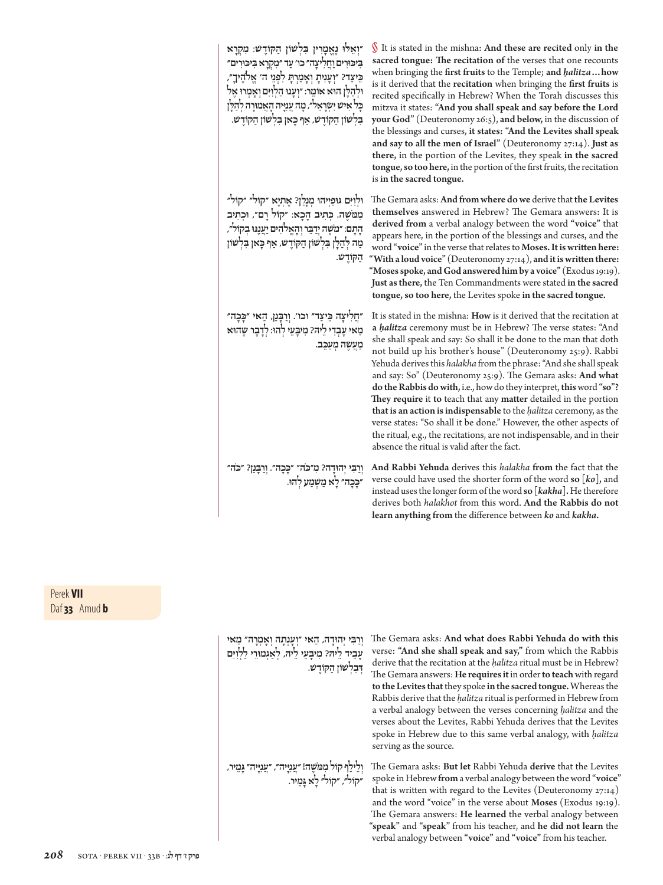״וְאֵלּוּ נֶאֱמָרִין בִּלְשׁוֹן הַקּוֹדֶשׁ: מִקְרָא בִּיכּוּרִים וַחֲלִיצָה״ כו׳ עַד ״מִקְרָא בִּיכּוּרִים״ כֵּיצַד? ״וְעָנִיתָ וְאָמַרְתָּ לִפְנֵי ה׳ אֱלֹהֶיךָ״, וּלְהַלָּן הוּא אוֹמֵר: ״וְעָנוּ הַלְוִיִּם וְאָמְרוּ אֶל כׇּל אִישׁ יִשְׂרָאֵל״, מָה עֲנִיָּיה הָאֲמוּרָה לְהַלָּן בִּלְשׁוֹן הַקּוֹדֶשׁ, אַף כָּאן בִּלְשׁוֹן הַקּוֹדֶשׁ.

§ It is stated in the mishna: **And these are recited** only **in the sacred tongue: The recitation of** the verses that one recounts when bringing the **first fruits** to the Temple; **and *ḥalitza*…how** is it derived that the **recitation** when bringing the **first fruits** is recited specifically in Hebrew? When the Torah discusses this mitzva it states: **"And you shall speak and say before the Lord your God"** (Deuteronomy 26:5), **and below,** in the discussion of the blessings and curses, **it states: "And the Levites shall speak and say to all the men of Israel"** (Deuteronomy 27:14). **Just as there,** in the portion of the Levites, they speak **in the sacred tongue, so too here,** in the portion of the first fruits, the recitation is **in the sacred tongue.**

וּלְוִיִּם גּוּפַיְיהוּ מְנָלַן? אָתְיָא ״קוֹל״ ״קוֹל״ מִמֹּשֶׁה. כְּתִיב הָכָא: ״קוֹל רָם״, וּכְתִיב הָתָם: ״מֹשֶׁה יְדַבֵּר וְהָאֱלֹהִים יַעֲנֶנּוּ בְקוֹל״, מָה לְהַלָּן בִּלְשׁוֹן הַקּוֹדֶשׁ, אַף כָּאן בִּלְשׁוֹן הַקּוֹדֶשׁ.

The Gemara asks: **And from where do we** derive that **the Levites themselves** answered in Hebrew? The Gemara answers: It is **derived from** a verbal analogy between the word **"voice"** that appears here, in the portion of the blessings and curses, and the word **"voice"** in the verse that relates to **Moses. It is written here: "With a loud voice"** (Deuteronomy 27:14), **and it is written there: "Moses spoke, and God answered him by a voice"** (Exodus 19:19). **Just as there,** the Ten Commandments were stated **in the sacred tongue, so too here,** the Levites spoke **in the sacred tongue.**

״חֲלִיצָה כֵּיצַד״ וכו׳. וְרַבָּנַן, הַאי ״כָּכָה״ מַאי עָבְדִי לֵיהּ? מִיבָּעֵי לְהוּ: לְדָבָר שֶׁהוּא מַעֲשֶׂה מְעַכֵּב.

It is stated in the mishna: **How** is it derived that the recitation at **a *ḥalitza*** ceremony must be in Hebrew? The verse states: "And she shall speak and say: So shall it be done to the man that doth not build up his brother's house" (Deuteronomy 25:9). Rabbi Yehuda derives this *halakha* from the phrase: "And she shall speak and say: So" (Deuteronomy 25:9). The Gemara asks: **And what do the Rabbis do with,** i.e., how do they interpret, **this** word **"so"? They require** it **to** teach that any **matter** detailed in the portion **that is an action is indispensable** to the *ḥalitza* ceremony, as the verse states: "So shall it be done." However, the other aspects of the ritual, e.g., the recitations, are not indispensable, and in their absence the ritual is valid after the fact.

וְרַבִּי יְהוּדָה? מִ״כֹּה״ ״כָּכָה״. וְרַבָּנַן? ״כֹּה״ ״כָּכָה״ לָא מַשְׁמַע לְהוּ.

**And Rabbi Yehuda** derives this *halakha* **from** the fact that the verse could have used the shorter form of the word **so** [***ko***], and instead uses the longer form of the word **so** [***kakha***]. He therefore derives both *halakhot* from this word. **And the Rabbis do not learn anything from** the difference between ***ko*** and ***kakha***.

Perek **VII**
Daf **33** Amud **b**

וְרַבִּי יְהוּדָה, הַאי ״וְעָנְתָה וְאָמְרָה״ מַאי עָבֵיד לֵיהּ? מִיבְּעֵי לֵיהּ, לְאַגְמוֹרֵי לַלְוִיִּם דְּבִלְשׁוֹן הַקּוֹדֶשׁ.

The Gemara asks: **And what does Rabbi Yehuda do with this** verse: **"And she shall speak and say,"** from which the Rabbis derive that the recitation at the *ḥalitza* ritual must be in Hebrew? The Gemara answers: **He requires it** in order **to teach** with regard **to the Levites that** they spoke **in the sacred tongue.** Whereas the Rabbis derive that the *ḥalitza* ritual is performed in Hebrew from a verbal analogy between the verses concerning *ḥalitza* and the verses about the Levites, Rabbi Yehuda derives that the Levites spoke in Hebrew due to this same verbal analogy, with *ḥalitza* serving as the source.

וְלֵילַף קוֹל מִמֹּשֶׁה! ״עֲנִיָּיה״, ״עֲנִיָּיה״ גְּמִיר, ״קוֹל״, ״קוֹל״ לָא גְּמִיר.

The Gemara asks: **But let** Rabbi Yehuda **derive** that the Levites spoke in Hebrew **from** a verbal analogy between the word **"voice"** that is written with regard to the Levites (Deuteronomy 27:14) and the word "voice" in the verse about **Moses** (Exodus 19:19). The Gemara answers: **He learned** the verbal analogy between **"speak"** and **"speak"** from his teacher, and **he did not learn** the verbal analogy between **"voice"** and **"voice"** from his teacher.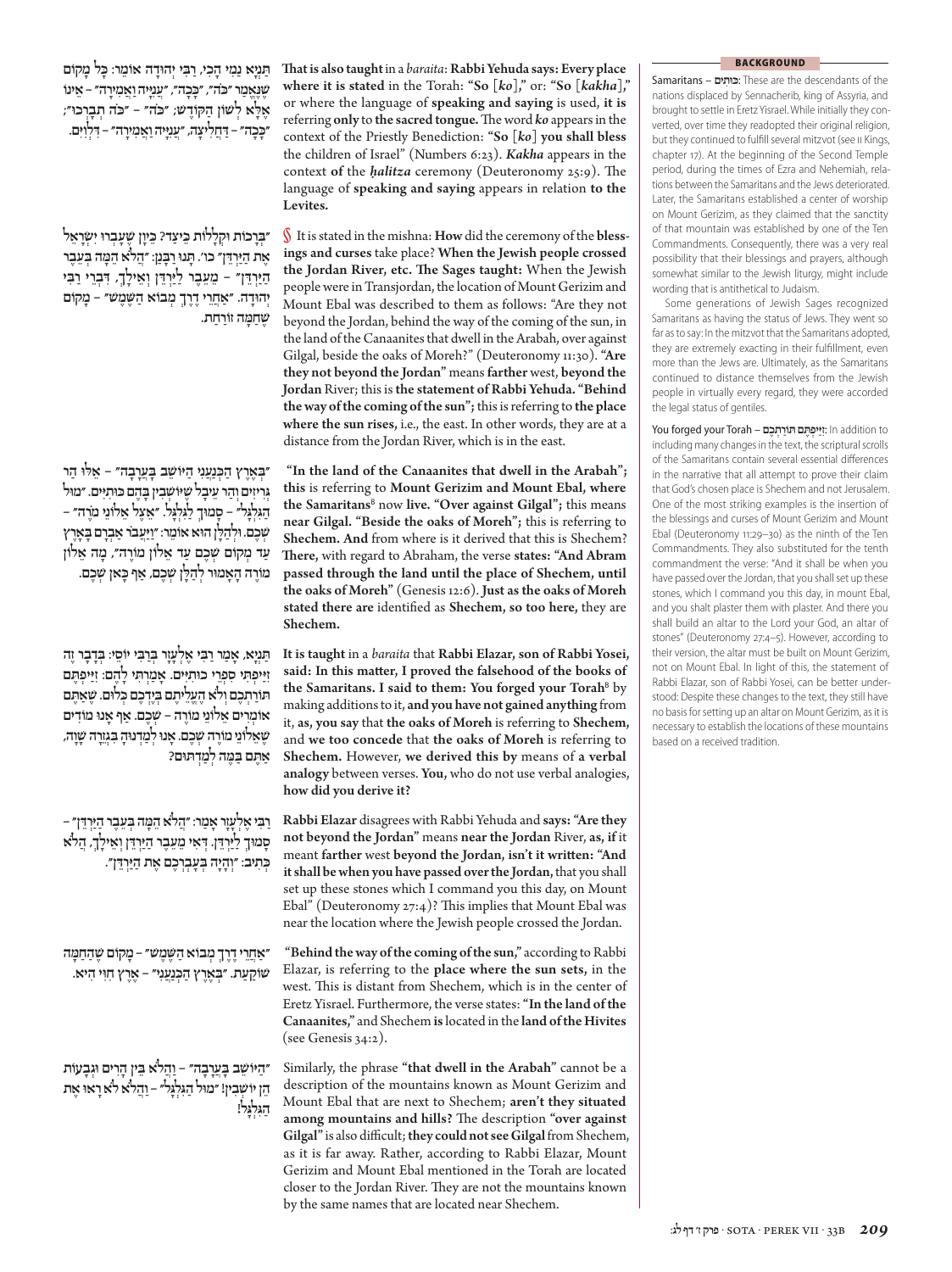תַּנְיָא נַמִּי הָכִי, רַבִּי יְהוּדָה אוֹמֵר: כׇּל מָקוֹם שֶׁנֶּאֱמַר ״כֹּה״, ״כָּכָה״, ״עֲנִיָּיה וַאֲמִירָה״ – אֵינוֹ אֶלָּא לְשׁוֹן הַקּוֹדֶשׁ; ״כֹּה״ – ״כֹּה תְבָרְכוּ״; ״כָּכָה״ – דַּחֲלִיצָה, ״עֲנִיָּיה וַאֲמִירָה״ – דִּלְוִיִּם.

**That is also taught** in a *baraita*: **Rabbi Yehuda says: Every place where it is stated** in the Torah: "**So** [*ko*]," or: "**So** [*kakha*]," or where the language of **speaking and saying** is used, **it is** referring **only** to **the sacred tongue.** The word *ko* appears in the context of the Priestly Benediction: "**So** [*ko*] **you shall bless** the children of Israel" (Numbers 6:23). *Kakha* appears in the context **of** the *ḥalitza* ceremony (Deuteronomy 25:9). The language of **speaking and saying** appears in relation **to the Levites.**

״בְּרָכוֹת וּקְלָלוֹת כֵּיצַד? כֵּיוָן שֶׁעָבְרוּ יִשְׂרָאֵל אֶת הַיַּרְדֵּן״ כו׳. תָּנוּ רַבָּנַן: ״הֲלֹא הֵמָּה בְּעֵבֶר הַיַּרְדֵּן״ – מֵעֵבֶר לַיַּרְדֵּן וְאֵילָךְ, דִּבְרֵי רַבִּי יְהוּדָה. ״אַחֲרֵי דֶּרֶךְ מְבוֹא הַשֶּׁמֶשׁ״ – מָקוֹם שֶׁחַמָּה זוֹרַחַת.

§ It is stated in the mishna: **How** did the ceremony of the **blessings and curses** take place? **When the Jewish people crossed the Jordan River, etc. The Sages taught:** When the Jewish people were in Transjordan, the location of Mount Gerizim and Mount Ebal was described to them as follows: "Are they not beyond the Jordan, behind the way of the coming of the sun, in the land of the Canaanites that dwell in the Arabah, over against Gilgal, beside the oaks of Moreh?" (Deuteronomy 11:30). "**Are they not beyond the Jordan**" means **farther** west, **beyond the Jordan** River; this is **the statement of Rabbi Yehuda.** "**Behind the way of the coming of the sun**"; this is referring to **the place where the sun rises,** i.e., the east. In other words, they are at a distance from the Jordan River, which is in the east.

״בְּאֶרֶץ הַכְּנַעֲנִי הַיּוֹשֵׁב בָּעֲרָבָה״ – אֵלּוּ הַר גְּרִיזִים וְהַר עֵיבָל שֶׁיּוֹשְׁבִין בָּהֶם כּוּתִיִּים. ״מוּל הַגִּלְגָּל״ – סָמוּךְ לַגִּלְגָּל. ״אֵצֶל אֵלוֹנֵי מֹרֶה״ – שְׁכֶם. וּלְהַלָּן הוּא אוֹמֵר: ״וַיַּעֲבֹר אַבְרָם בָּאָרֶץ עַד מְקוֹם שְׁכֶם עַד אֵלוֹן מוֹרֶה״, מָה אֵלוֹן מוֹרֶה הָאָמוּר לְהַלָּן שְׁכֶם, אַף כָּאן שְׁכֶם.

"**In the land of the Canaanites that dwell in the Arabah**"; **this** is referring to **Mount Gerizim and Mount Ebal, where the Samaritans**[B] now **live.** "**Over against Gilgal**"; this means **near Gilgal.** "**Beside the oaks of Moreh**"; this is referring to **Shechem. And** from where is it derived that this is Shechem? **There,** with regard to Abraham, the verse **states:** "**And Abram passed through the land until the place of Shechem, until the oaks of Moreh**" (Genesis 12:6). **Just as the oaks of Moreh stated there are** identified as **Shechem, so too here,** they are **Shechem.**

תַּנְיָא, אָמַר רַבִּי אֶלְעָזָר בְּרַבִּי יוֹסֵי: בְּדָבָר זֶה זִיַּיפְתִּי סִפְרֵי כוּתִיִּים. אָמַרְתִּי לָהֶם: זִיַּיפְתֶּם תּוֹרַתְכֶם וְלֹא הֶעֱלֵיתֶם בְּיֶדְכֶם כְּלוּם. שֶׁאַתֶּם אוֹמְרִים אֵלוֹנֵי מוֹרֶה – שְׁכֶם. אַף אָנוּ מוֹדִים שֶׁאֵלוֹנֵי מוֹרֶה שְׁכֶם. אָנוּ לְמֵדְנוּהָ בִּגְזֵרָה שָׁוָה, אַתֶּם בַּמֶּה לְמַדְתּוּם?

**It is taught** in a *baraita* that **Rabbi Elazar, son of Rabbi Yosei, said: In this matter, I proved the falsehood of the books of the Samaritans. I said to them: You forged your Torah**[B] by making additions to it, **and you have not gained anything** from it, **as, you say** that **the oaks of Moreh** is referring to **Shechem,** and **we too concede** that **the oaks of Moreh** is referring to **Shechem.** However, **we derived this by** means of **a verbal analogy** between verses. **You,** who do not use verbal analogies, **how did you derive it?**

רַבִּי אֶלְעָזָר אָמַר: ״הֲלֹא הֵמָּה בְּעֵבֶר הַיַּרְדֵּן״ – סָמוּךְ לַיַּרְדֵּן. דְּאִי מֵעֵבֶר הַיַּרְדֵּן וְאֵילָךְ, הֲלֹא כְּתִיב: ״וְהָיָה בְּעׇבְרְכֶם אֶת הַיַּרְדֵּן״.

**Rabbi Elazar** disagrees with Rabbi Yehuda and **says: "Are they not beyond the Jordan"** means **near the Jordan** River, **as, if** it meant **farther** west **beyond the Jordan, isn't it written: "And it shall be when you have passed over the Jordan,** that you shall set up these stones which I command you this day, on Mount Ebal" (Deuteronomy 27:4)? This implies that Mount Ebal was near the location where the Jewish people crossed the Jordan.

״אַחֲרֵי דֶּרֶךְ מְבוֹא הַשֶּׁמֶשׁ״ – מָקוֹם שֶׁהַחַמָּה שׁוֹקַעַת. ״בְּאֶרֶץ הַכְּנַעֲנִי״ – אֶרֶץ חִוִּי הִיא.

"**Behind the way of the coming of the sun,**" according to Rabbi Elazar, is referring to the **place where the sun sets,** in the west. This is distant from Shechem, which is in the center of Eretz Yisrael. Furthermore, the verse states: **"In the land of the Canaanites,"** and Shechem **is** located in the **land of the Hivites** (see Genesis 34:2).

״הַיּוֹשֵׁב בָּעֲרָבָה״ – וַהֲלֹא בֵּין הָרִים וּגְבָעוֹת הֵן יוֹשְׁבִין! ״מוּל הַגִּלְגָּל״ – וַהֲלֹא לֹא רָאוּ אֶת הַגִּלְגָּל!

Similarly, the phrase "**that dwell in the Arabah**" cannot be a description of the mountains known as Mount Gerizim and Mount Ebal that are next to Shechem; **aren't they situated among mountains and hills?** The description "**over against Gilgal**" is also difficult; **they could not see Gilgal** from Shechem, as it is far away. Rather, according to Rabbi Elazar, Mount Gerizim and Mount Ebal mentioned in the Torah are located closer to the Jordan River. They are not the mountains known by the same names that are located near Shechem.

---

**BACKGROUND**

Samaritans – **כּוּתִים**: These are the descendants of the nations displaced by Sennacherib, king of Assyria, and brought to settle in Eretz Yisrael. While initially they converted, over time they readopted their original religion, but they continued to fulfill several mitzvot (see II Kings, chapter 17). At the beginning of the Second Temple period, during the times of Ezra and Nehemiah, relations between the Samaritans and the Jews deteriorated. Later, the Samaritans established a center of worship on Mount Gerizim, as they claimed that the sanctity of that mountain was established by one of the Ten Commandments. Consequently, there was a very real possibility that their blessings and prayers, although somewhat similar to the Jewish liturgy, might include wording that is antithetical to Judaism.

Some generations of Jewish Sages recognized Samaritans as having the status of Jews. They went so far as to say: In the mitzvot that the Samaritans adopted, they are extremely exacting in their fulfillment, even more than the Jews are. Ultimately, as the Samaritans continued to distance themselves from the Jewish people in virtually every regard, they were accorded the legal status of gentiles.

You forged your Torah – **זִיַּיפְתֶּם תּוֹרַתְכֶם**: In addition to including many changes in the text, the scriptural scrolls of the Samaritans contain several essential differences in the narrative that all attempt to prove their claim that God's chosen place is Shechem and not Jerusalem. One of the most striking examples is the insertion of the blessings and curses of Mount Gerizim and Mount Ebal (Deuteronomy 11:29–30) as the ninth of the Ten Commandments. They also substituted for the tenth commandment the verse: "And it shall be when you have passed over the Jordan, that you shall set up these stones, which I command you this day, in mount Ebal, and you shalt plaster them with plaster. And there you shall build an altar to the Lord your God, an altar of stones" (Deuteronomy 27:4–5). However, according to their version, the altar must be built on Mount Gerizim, not on Mount Ebal. In light of this, the statement of Rabbi Elazar, son of Rabbi Yosei, can be better understood: Despite these changes to the text, they still have no basis for setting up an altar on Mount Gerizim, as it is necessary to establish the locations of these mountains based on a received tradition.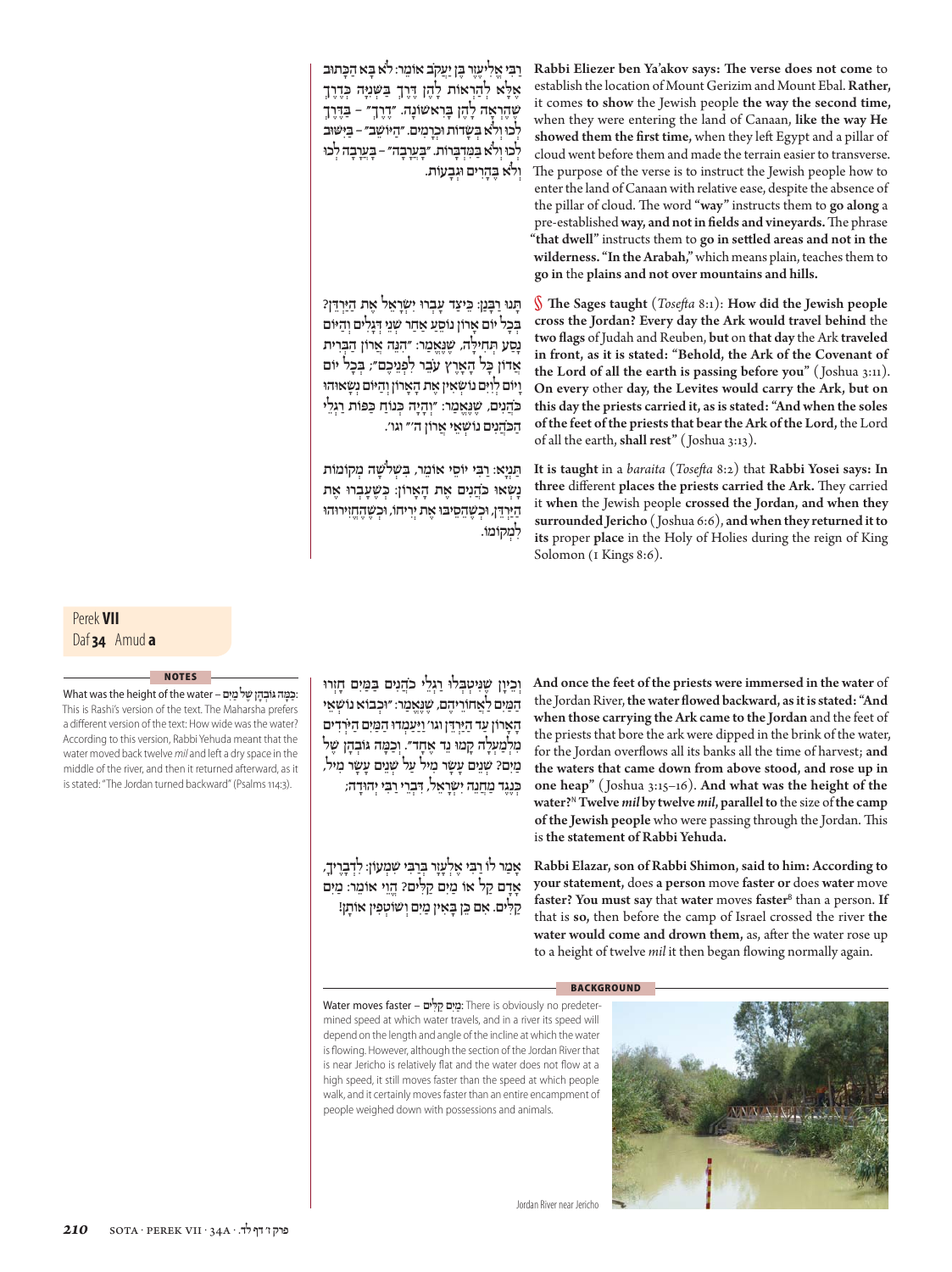רַבִּי אֱלִיעֶזֶר בֶּן יַעֲקֹב אוֹמֵר: לֹא בָא הַכָּתוּב אֶלָּא לְהַרְאוֹת לָהֶן דֶּרֶךְ בַּשְּׁנִיָּה כְּדֶרֶךְ שֶׁהֶרְאָה לָהֶן בָּרִאשׁוֹנָה. ״דֶּרֶךְ״ – בַּדֶּרֶךְ לְכוּ וְלֹא בְשָׂדוֹת וּכְרָמִים. ״הַיּוֹשֵׁב״ – בַּיִּשּׁוּב לְכוּ וְלֹא בַמִּדְבָּרוֹת. ״בָּעֲרָבָה״ – בָּעֲרָבָה לְכוּ וְלֹא בֶהָרִים וּגְבָעוֹת.

**Rabbi Eliezer ben Ya'akov says: The verse does not come** to establish the location of Mount Gerizim and Mount Ebal. **Rather,** it comes **to show** the Jewish people **the way the second time,** when they were entering the land of Canaan, **like the way He showed them the first time,** when they left Egypt and a pillar of cloud went before them and made the terrain easier to transverse. The purpose of the verse is to instruct the Jewish people how to enter the land of Canaan with relative ease, despite the absence of the pillar of cloud. The word **"way"** instructs them to **go along** a pre-established **way, and not in fields and vineyards.** The phrase **"that dwell"** instructs them to **go in settled areas and not in the wilderness. "In the Arabah,"** which means plain, teaches them to **go in** the **plains and not over mountains and hills.**

תָּנוּ רַבָּנַן: כֵּיצַד עָבְרוּ יִשְׂרָאֵל אֶת הַיַּרְדֵּן? בְּכׇל יוֹם אָרוֹן נוֹסֵעַ אַחַר שְׁנֵי דְגָלִים וְהַיּוֹם נָסַע תְּחִילָּה, שֶׁנֶּאֱמַר: ״הִנֵּה אֲרוֹן הַבְּרִית אֲדוֹן כׇּל הָאָרֶץ עֹבֵר לִפְנֵיכֶם״; בְּכׇל יוֹם לְוִיִּם נוֹשְׂאִין אֶת הָאָרוֹן וְהַיּוֹם נְשָׂאוּהוּ כֹּהֲנִים, שֶׁנֶּאֱמַר: ״וְהָיָה כְּנוֹחַ כַּפּוֹת רַגְלֵי הַכֹּהֲנִים נֹשְׂאֵי אֲרוֹן ה׳״ וגו׳.

§ **The Sages taught** (*Tosefta* 8:1): **How did the Jewish people cross the Jordan? Every day the Ark would travel behind** the **two flags** of Judah and Reuben, **but** on **that day** the Ark **traveled in front, as it is stated: "Behold, the Ark of the Covenant of the Lord of all the earth is passing before you"** (Joshua 3:11). **On every** other **day, the Levites would carry the Ark, but on this day the priests carried it, as is stated: "And when the soles of the feet of the priests that bear the Ark of the Lord,** the Lord of all the earth, **shall rest"** (Joshua 3:13).

תַּנְיָא: רַבִּי יוֹסֵי אוֹמֵר, בִּשְׁלֹשָׁה מְקוֹמוֹת נָשְׂאוּ כֹּהֲנִים אֶת הָאָרוֹן: כְּשֶׁעָבְרוּ אֶת הַיַּרְדֵּן, וּכְשֶׁהֵסֵבּוּ אֶת יְרִיחוֹ, וּכְשֶׁהֶחֱזִירוּהוּ לִמְקוֹמוֹ.

**It is taught** in a *baraita* (*Tosefta* 8:2) that **Rabbi Yosei says: In three** different **places the priests carried the Ark.** They carried it **when** the Jewish people **crossed the Jordan, and when they surrounded Jericho** (Joshua 6:6), **and when they returned it to its** proper **place** in the Holy of Holies during the reign of King Solomon (I Kings 8:6).

## Perek VII Daf 34 Amud a

וְכֵיוָן שֶׁנִּטְבְּלוּ רַגְלֵי כֹּהֲנִים בַּמַּיִם חָזְרוּ הַמַּיִם לַאֲחוֹרֵיהֶם, שֶׁנֶּאֱמַר: ״וּכְבוֹא נֹשְׂאֵי הָאָרוֹן עַד הַיַּרְדֵּן וגו׳ וַיַּעַמְדוּ הַמַּיִם הַיֹּרְדִים מִלְמַעְלָה קָמוּ נֵד אֶחָד״. וְכַמָּה גּוֹבְהָן שֶׁל מַיִם? שְׁנֵים עָשָׂר מִיל עַל שְׁנֵים עָשָׂר מִיל, כְּנֶגֶד מַחֲנֵה יִשְׂרָאֵל, דִּבְרֵי רַבִּי יְהוּדָה;

**And once the feet of the priests were immersed in the water** of the Jordan River, **the water flowed backward, as it is stated: "And when those carrying the Ark came to the Jordan** and the feet of the priests that bore the ark were dipped in the brink of the water, for the Jordan overflows all its banks all the time of harvest; **and the waters that came down from above stood, and rose up in one heap"** (Joshua 3:15–16). **And what was the height of the water?**[N] **Twelve *mil* by twelve *mil*, parallel to** the size of **the camp of the Jewish people** who were passing through the Jordan. This is **the statement of Rabbi Yehuda.**

אָמַר לוֹ רַבִּי אֶלְעָזָר בְּרַבִּי שִׁמְעוֹן: לִדְבָרֶיךָ, אָדָם קַל אוֹ מַיִם קַלִּים? הֱוֵי אוֹמֵר: מַיִם קַלִּים. אִם כֵּן בָּאִין מַיִם וְשׁוֹטְפִין אוֹתָן!

**Rabbi Elazar, son of Rabbi Shimon, said to him: According to your statement,** does **a person** move **faster or** does **water** move **faster? You must say** that **water** moves **faster**[B] than a person. **If** that is **so,** then before the camp of Israel crossed the river **the water would come and drown them,** as, after the water rose up to a height of twelve *mil* it then began flowing normally again.

**NOTES**

What was the height of the water – כַּמָּה גּוֹבְהָן שֶׁל מַיִם: This is Rashi's version of the text. The Maharsha prefers a different version of the text: How wide was the water? According to this version, Rabbi Yehuda meant that the water moved back twelve *mil* and left a dry space in the middle of the river, and then it returned afterward, as it is stated: "The Jordan turned backward" (Psalms 114:3).

**BACKGROUND**

Water moves faster – מַיִם קַלִּים: There is obviously no predetermined speed at which water travels, and in a river its speed will depend on the length and angle of the incline at which the water is flowing. However, although the section of the Jordan River that is near Jericho is relatively flat and the water does not flow at a high speed, it still moves faster than the speed at which people walk, and it certainly moves faster than an entire encampment of people weighed down with possessions and animals.

Jordan River near Jericho